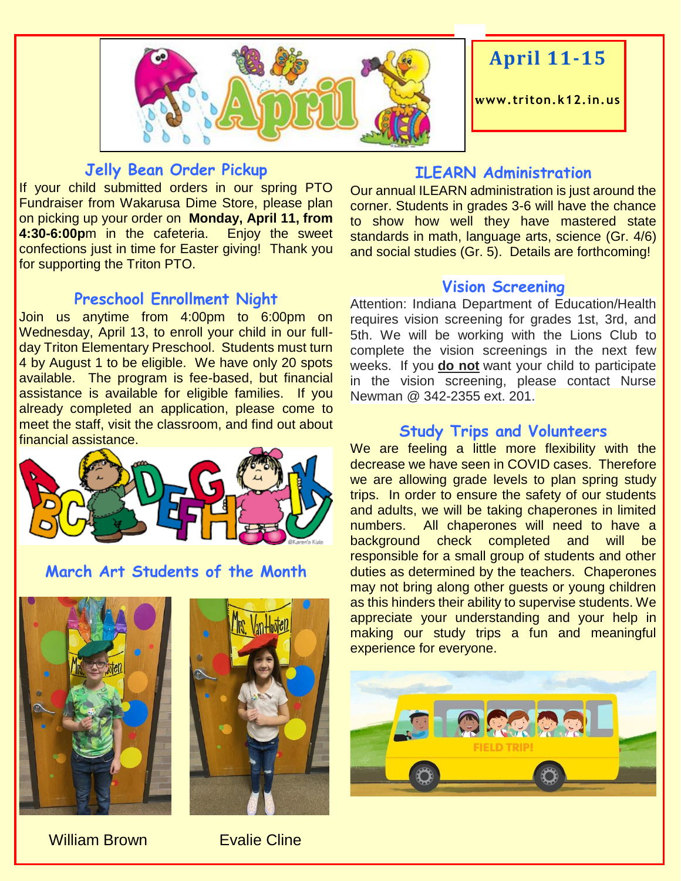**April 11-15**

www.triton.k12.in.us

## Jelly Bean Order Pickup

If your child submitted orders in our spring PTO Fundraiser from Wakarusa Dime Store, please plan on picking up your order on **Monday, April 11, from 4:30-6:00p**m in the cafeteria. Enjoy the sweet confections just in time for Easter giving! Thank you for supporting the Triton PTO.

## Preschool Enrollment Night

Join us anytime from 4:00pm to 6:00pm on Wednesday, April 13, to enroll your child in our full-day Triton Elementary Preschool. Students must turn 4 by August 1 to be eligible. We have only 20 spots available. The program is fee-based, but financial assistance is available for eligible families. If you already completed an application, please come to meet the staff, visit the classroom, and find out about financial assistance.

## March Art Students of the Month

William Brown

Evalie Cline

## ILEARN Administration

Our annual ILEARN administration is just around the corner. Students in grades 3-6 will have the chance to show how well they have mastered state standards in math, language arts, science (Gr. 4/6) and social studies (Gr. 5). Details are forthcoming!

## Vision Screening

Attention: Indiana Department of Education/Health requires vision screening for grades 1st, 3rd, and 5th. We will be working with the Lions Club to complete the vision screenings in the next few weeks. If you **do not** want your child to participate in the vision screening, please contact Nurse Newman @ 342-2355 ext. 201.

## Study Trips and Volunteers

We are feeling a little more flexibility with the decrease we have seen in COVID cases. Therefore we are allowing grade levels to plan spring study trips. In order to ensure the safety of our students and adults, we will be taking chaperones in limited numbers. All chaperones will need to have a background check completed and will be responsible for a small group of students and other duties as determined by the teachers. Chaperones may not bring along other guests or young children as this hinders their ability to supervise students. We appreciate your understanding and your help in making our study trips a fun and meaningful experience for everyone.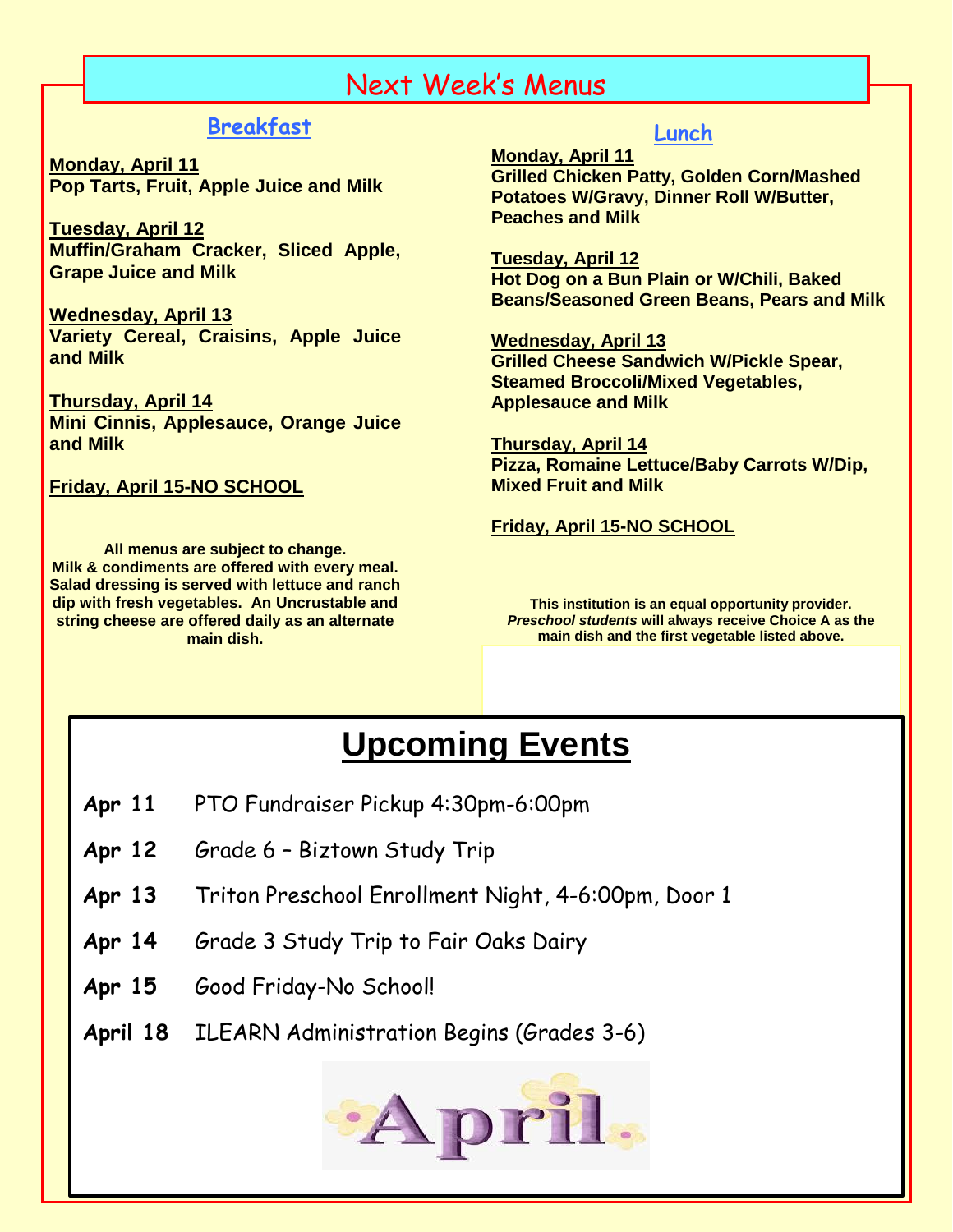# Next Week's Menus

## Breakfast

**Monday, April 11**
**Pop Tarts, Fruit, Apple Juice and Milk**

**Tuesday, April 12**
**Muffin/Graham Cracker, Sliced Apple, Grape Juice and Milk**

**Wednesday, April 13**
**Variety Cereal, Craisins, Apple Juice and Milk**

**Thursday, April 14**
**Mini Cinnis, Applesauce, Orange Juice and Milk**

**Friday, April 15-NO SCHOOL**

**All menus are subject to change. Milk & condiments are offered with every meal. Salad dressing is served with lettuce and ranch dip with fresh vegetables. An Uncrustable and string cheese are offered daily as an alternate main dish.**

## Lunch

**Monday, April 11**
**Grilled Chicken Patty, Golden Corn/Mashed Potatoes W/Gravy, Dinner Roll W/Butter, Peaches and Milk**

**Tuesday, April 12**
**Hot Dog on a Bun Plain or W/Chili, Baked Beans/Seasoned Green Beans, Pears and Milk**

**Wednesday, April 13**
**Grilled Cheese Sandwich W/Pickle Spear, Steamed Broccoli/Mixed Vegetables, Applesauce and Milk**

**Thursday, April 14**
**Pizza, Romaine Lettuce/Baby Carrots W/Dip, Mixed Fruit and Milk**

**Friday, April 15-NO SCHOOL**

**This institution is an equal opportunity provider. *Preschool students* will always receive Choice A as the main dish and the first vegetable listed above.**

# Upcoming Events

- **Apr 11** PTO Fundraiser Pickup 4:30pm-6:00pm
- **Apr 12** Grade 6 – Biztown Study Trip
- **Apr 13** Triton Preschool Enrollment Night, 4-6:00pm, Door 1
- **Apr 14** Grade 3 Study Trip to Fair Oaks Dairy
- **Apr 15** Good Friday-No School!
- **April 18** ILEARN Administration Begins (Grades 3-6)

April